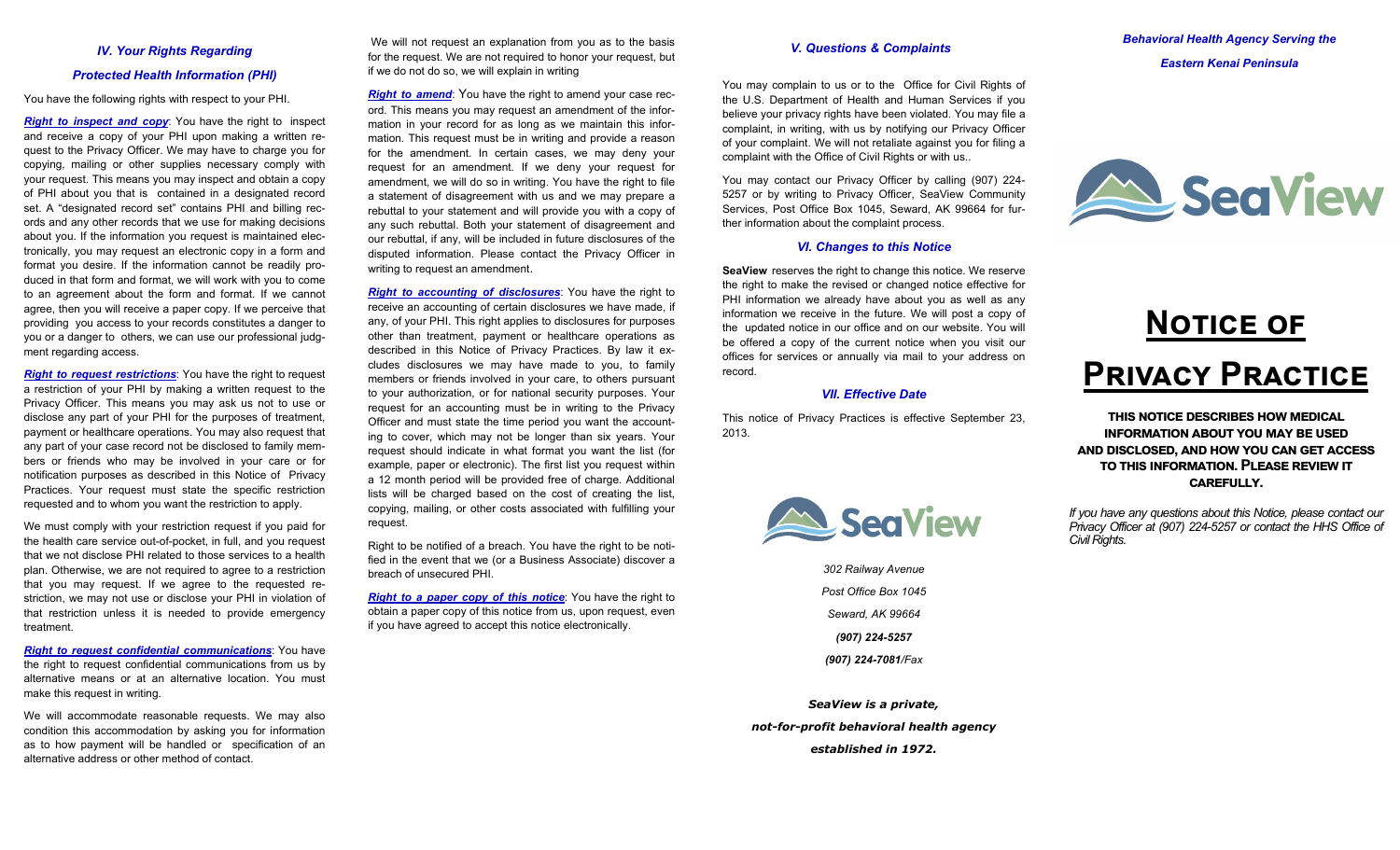## IV. Your Rights Regarding Protected Health Information (PHI)

You have the following rights with respect to your PHI.

***Right to inspect and copy***: You have the right to inspect and receive a copy of your PHI upon making a written request to the Privacy Officer. We may have to charge you for copying, mailing or other supplies necessary comply with your request. This means you may inspect and obtain a copy of PHI about you that is contained in a designated record set. A "designated record set" contains PHI and billing records and any other records that we use for making decisions about you. If the information you request is maintained electronically, you may request an electronic copy in a form and format you desire. If the information cannot be readily produced in that form and format, we will work with you to come to an agreement about the form and format. If we cannot agree, then you will receive a paper copy. If we perceive that providing you access to your records constitutes a danger to you or a danger to others, we can use our professional judgment regarding access.

***Right to request restrictions***: You have the right to request a restriction of your PHI by making a written request to the Privacy Officer. This means you may ask us not to use or disclose any part of your PHI for the purposes of treatment, payment or healthcare operations. You may also request that any part of your case record not be disclosed to family members or friends who may be involved in your care or for notification purposes as described in this Notice of Privacy Practices. Your request must state the specific restriction requested and to whom you want the restriction to apply.

We must comply with your restriction request if you paid for the health care service out-of-pocket, in full, and you request that we not disclose PHI related to those services to a health plan. Otherwise, we are not required to agree to a restriction that you may request. If we agree to the requested restriction, we may not use or disclose your PHI in violation of that restriction unless it is needed to provide emergency treatment.

***Right to request confidential communications***: You have the right to request confidential communications from us by alternative means or at an alternative location. You must make this request in writing.

We will accommodate reasonable requests. We may also condition this accommodation by asking you for information as to how payment will be handled or specification of an alternative address or other method of contact.

We will not request an explanation from you as to the basis for the request. We are not required to honor your request, but if we do not do so, we will explain in writing

***Right to amend***: You have the right to amend your case record. This means you may request an amendment of the information in your record for as long as we maintain this information. This request must be in writing and provide a reason for the amendment. In certain cases, we may deny your request for an amendment. If we deny your request for amendment, we will do so in writing. You have the right to file a statement of disagreement with us and we may prepare a rebuttal to your statement and will provide you with a copy of any such rebuttal. Both your statement of disagreement and our rebuttal, if any, will be included in future disclosures of the disputed information. Please contact the Privacy Officer in writing to request an amendment.

***Right to accounting of disclosures***: You have the right to receive an accounting of certain disclosures we have made, if any, of your PHI. This right applies to disclosures for purposes other than treatment, payment or healthcare operations as described in this Notice of Privacy Practices. By law it excludes disclosures we may have made to you, to family members or friends involved in your care, to others pursuant to your authorization, or for national security purposes. Your request for an accounting must be in writing to the Privacy Officer and must state the time period you want the accounting to cover, which may not be longer than six years. Your request should indicate in what format you want the list (for example, paper or electronic). The first list you request within a 12 month period will be provided free of charge. Additional lists will be charged based on the cost of creating the list, copying, mailing, or other costs associated with fulfilling your request.

Right to be notified of a breach. You have the right to be notified in the event that we (or a Business Associate) discover a breach of unsecured PHI.

***Right to a paper copy of this notice***: You have the right to obtain a paper copy of this notice from us, upon request, even if you have agreed to accept this notice electronically.

## V. Questions & Complaints

You may complain to us or to the Office for Civil Rights of the U.S. Department of Health and Human Services if you believe your privacy rights have been violated. You may file a complaint, in writing, with us by notifying our Privacy Officer of your complaint. We will not retaliate against you for filing a complaint with the Office of Civil Rights or with us..

You may contact our Privacy Officer by calling (907) 224-5257 or by writing to Privacy Officer, SeaView Community Services, Post Office Box 1045, Seward, AK 99664 for further information about the complaint process.

## VI. Changes to this Notice

**SeaView** reserves the right to change this notice. We reserve the right to make the revised or changed notice effective for PHI information we already have about you as well as any information we receive in the future. We will post a copy of the updated notice in our office and on our website. You will be offered a copy of the current notice when you visit our offices for services or annually via mail to your address on record.

## VII. Effective Date

This notice of Privacy Practices is effective September 23, 2013.

SeaView

*302 Railway Avenue*
*Post Office Box 1045*
*Seward, AK 99664*
***(907) 224-5257***
***(907) 224-7081/Fax***

***SeaView is a private, not-for-profit behavioral health agency established in 1972.***

***Behavioral Health Agency Serving the Eastern Kenai Peninsula***

SeaView

# Notice of Privacy Practice

**THIS NOTICE DESCRIBES HOW MEDICAL INFORMATION ABOUT YOU MAY BE USED AND DISCLOSED, AND HOW YOU CAN GET ACCESS TO THIS INFORMATION. PLEASE REVIEW IT CAREFULLY.**

*If you have any questions about this Notice, please contact our Privacy Officer at (907) 224-5257 or contact the HHS Office of Civil Rights.*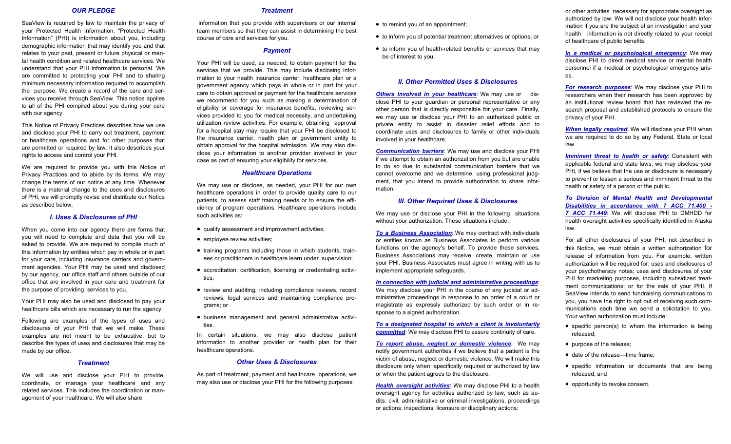### *OUR PLEDGE*

SeaView is required by law to maintain the privacy of your Protected Health Information. "Protected Health Information" (PHI) is information about you, including demographic information that may identify you and that relates to your past, present or future physical or mental health condition and related healthcare services. We understand that your PHI information is personal. We are committed to protecting your PHI and to sharing minimum necessary information required to accomplish the purpose. We create a record of the care and services you receive through SeaView. This notice applies to all of the PHI compiled about you during your care with our agency.

This Notice of Privacy Practices describes how we use and disclose your PHI to carry out treatment, payment or healthcare operations and for other purposes that are permitted or required by law. It also describes your rights to access and control your PHI.

We are required to provide you with this Notice of Privacy Practices and to abide by its terms. We may change the terms of our notice at any time. Whenever there is a material change to the uses and disclosures of PHI, we will promptly revise and distribute our Notice as described below.

### *I. Uses & Disclosures of PHI*

When you come into our agency there are forms that you will need to complete and data that you will be asked to provide. We are required to compile much of this information by entities which pay in whole or in part for your care, including insurance carriers and government agencies. Your PHI may be used and disclosed by our agency, our office staff and others outside of our office that are involved in your care and treatment for the purpose of providing services to you.

Your PHI may also be used and disclosed to pay your healthcare bills which are necessary to run the agency.

Following are examples of the types of uses and disclosures of your PHI that we will make. These examples are not meant to be exhaustive, but to describe the types of uses and disclosures that may be made by our office.

### *Treatment*

We will use and disclose your PHI to provide, coordinate, or manage your healthcare and any related services. This includes the coordination or management of your healthcare. We will also share information that you provide with supervisors or our internal team members so that they can assist in determining the best course of care and services for you.

### *Payment*

Your PHI will be used, as needed, to obtain payment for the services that we provide. This may include disclosing information to your health insurance carrier, healthcare plan or a government agency which pays in whole or in part for your care to obtain approval or payment for the healthcare services we recommend for you such as making a determination of eligibility or coverage for insurance benefits, reviewing services provided to you for medical necessity, and undertaking utilization review activities. For example, obtaining approval for a hospital stay may require that your PHI be disclosed to the insurance carrier, health plan or government entity to obtain approval for the hospital admission. We may also disclose your information to another provider involved in your case as part of ensuring your eligibility for services.

### *Healthcare Operations*

We may use or disclose, as needed, your PHI for our own healthcare operations in order to provide quality care to our patients, to assess staff training needs or to ensure the efficiency of program operations. Healthcare operations include such activities as:

- quality assessment and improvement activities;
- employee review activities;
- training programs including those in which students, trainees or practitioners in healthcare learn under supervision;
- accreditation, certification, licensing or credentialing activities;
- review and auditing, including compliance reviews, record reviews, legal services and maintaining compliance programs; or
- business management and general administrative activities.

In certain situations, we may also disclose patient information to another provider or health plan for their healthcare operations.

### *Other Uses & Disclosures*

As part of treatment, payment and healthcare operations, we may also use or disclose your PHI for the following purposes:

- to remind you of an appointment;
- to inform you of potential treatment alternatives or options; or
- to inform you of health-related benefits or services that may be of interest to you.

### *II. Other Permitted Uses & Disclosures*

***Others involved in your healthcare***: We may use or disclose PHI to your guardian or personal representative or any other person that is directly responsible for your care. Finally, we may use or disclose your PHI to an authorized public or private entity to assist in disaster relief efforts and to coordinate uses and disclosures to family or other individuals involved in your healthcare.

***Communication barriers***: We may use and disclose your PHI if we attempt to obtain an authorization from you but are unable to do so due to substantial communication barriers that we cannot overcome and we determine, using professional judgment, that you intend to provide authorization to share information.

### *III. Other Required Uses & Disclosures*

We may use or disclose your PHI in the following situations without your authorization. These situations include:

***To a Business Association***: We may contract with individuals or entities known as Business Associates to perform various functions on the agency's behalf. To provide these services, Business Associations may receive, create, maintain or use your PHI. Business Associates must agree in writing with us to implement appropriate safeguards.

***In connection with judicial and administrative proceedings***: We may disclose your PHI in the course of any judicial or administrative proceedings in response to an order of a court or magistrate as expressly authorized by such order or in response to a signed authorization.

***To a designated hospital to which a client is involuntarily committed***: We may disclose PHI to assure continuity of care.

***To report abuse, neglect or domestic violence***: We may notify government authorities if we believe that a patient is the victim of abuse, neglect or domestic violence. We will make this disclosure only when specifically required or authorized by law or when the patient agrees to the disclosure.

***Health oversight activities***: We may disclose PHI to a health oversight agency for activities authorized by law, such as audits: civil, administrative or criminal investigations, proceedings or actions; inspections; licensure or disciplinary actions; or other activities necessary for appropriate oversight as authorized by law. We will not disclose your health information if you are the subject of an investigation and your health information is not directly related to your receipt of healthcare of public benefits.

***In a medical or psychological emergency***: We may disclose PHI to direct medical service or mental health personnel if a medical or psychological emergency arises.

***For research purposes***: We may disclose your PHI to researchers when their research has been approved by an institutional review board that has reviewed the research proposal and established protocols to ensure the privacy of your PHI.

***When legally required***: We will disclose your PHI when we are required to do so by any Federal, State or local law.

***Imminent threat to health or safety***: Consistent with applicable federal and state laws, we may disclose your PHI, if we believe that the use or disclosure is necessary to prevent or lessen a serious and imminent threat to the health or safety of a person or the public.

***To Division of Mental Health and Developmental Disabilities in accordance with 7 ACC 71.400 - 7 ACC 71.449***: We will disclose PHI to DMHDD for health oversight activities specifically identified in Alaska law.

For all other disclosures of your PHI, not described in this Notice, we must obtain a written authorization for release of information from you. For example, written authorization will be required for: uses and disclosures of your psychotherapy notes; uses and disclosures of your PHI for marketing purposes, including subsidized treatment communications; or for the sale of your PHI. If SeaView intends to send fundraising communications to you, you have the right to opt out of receiving such communications each time we send a solicitation to you. Your written authorization must include:

- specific person(s) to whom the information is being released;
- purpose of the release;
- date of the release—time frame;
- specific information or documents that are being released; and
- opportunity to revoke consent.